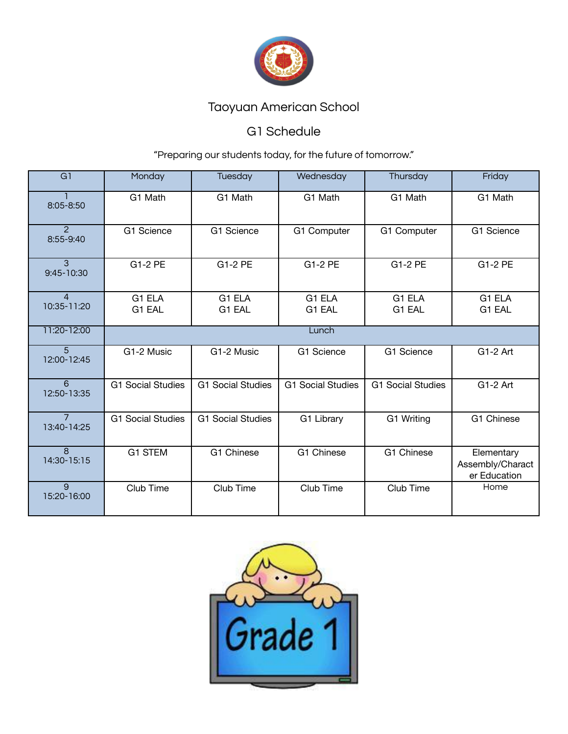# Taoyuan American School

## G1 Schedule

"Preparing our students today, for the future of tomorrow."

| G1 | Monday | Tuesday | Wednesday | Thursday | Friday |
|---|---|---|---|---|---|
| 1<br>8:05-8:50 | G1 Math | G1 Math | G1 Math | G1 Math | G1 Math |
| 2<br>8:55-9:40 | G1 Science | G1 Science | G1 Computer | G1 Computer | G1 Science |
| 3<br>9:45-10:30 | G1-2 PE | G1-2 PE | G1-2 PE | G1-2 PE | G1-2 PE |
| 4<br>10:35-11:20 | G1 ELA<br>G1 EAL | G1 ELA<br>G1 EAL | G1 ELA<br>G1 EAL | G1 ELA<br>G1 EAL | G1 ELA<br>G1 EAL |
| 11:20-12:00 | Lunch | | | | |
| 5<br>12:00-12:45 | G1-2 Music | G1-2 Music | G1 Science | G1 Science | G1-2 Art |
| 6<br>12:50-13:35 | G1 Social Studies | G1 Social Studies | G1 Social Studies | G1 Social Studies | G1-2 Art |
| 7<br>13:40-14:25 | G1 Social Studies | G1 Social Studies | G1 Library | G1 Writing | G1 Chinese |
| 8<br>14:30-15:15 | G1 STEM | G1 Chinese | G1 Chinese | G1 Chinese | Elementary Assembly/Character Education |
| 9<br>15:20-16:00 | Club Time | Club Time | Club Time | Club Time | Home |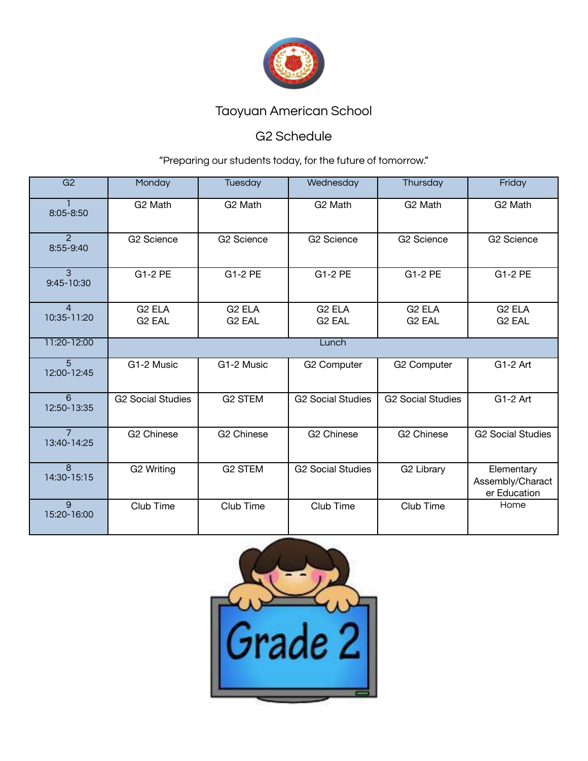Taoyuan American School

G2 Schedule

"Preparing our students today, for the future of tomorrow."

| G2 | Monday | Tuesday | Wednesday | Thursday | Friday |
|---|---|---|---|---|---|
| 1<br>8:05-8:50 | G2 Math | G2 Math | G2 Math | G2 Math | G2 Math |
| 2<br>8:55-9:40 | G2 Science | G2 Science | G2 Science | G2 Science | G2 Science |
| 3<br>9:45-10:30 | G1-2 PE | G1-2 PE | G1-2 PE | G1-2 PE | G1-2 PE |
| 4<br>10:35-11:20 | G2 ELA<br>G2 EAL | G2 ELA<br>G2 EAL | G2 ELA<br>G2 EAL | G2 ELA<br>G2 EAL | G2 ELA<br>G2 EAL |
| 11:20-12:00 | Lunch | | | | |
| 5<br>12:00-12:45 | G1-2 Music | G1-2 Music | G2 Computer | G2 Computer | G1-2 Art |
| 6<br>12:50-13:35 | G2 Social Studies | G2 STEM | G2 Social Studies | G2 Social Studies | G1-2 Art |
| 7<br>13:40-14:25 | G2 Chinese | G2 Chinese | G2 Chinese | G2 Chinese | G2 Social Studies |
| 8<br>14:30-15:15 | G2 Writing | G2 STEM | G2 Social Studies | G2 Library | Elementary Assembly/Character Education |
| 9<br>15:20-16:00 | Club Time | Club Time | Club Time | Club Time | Home |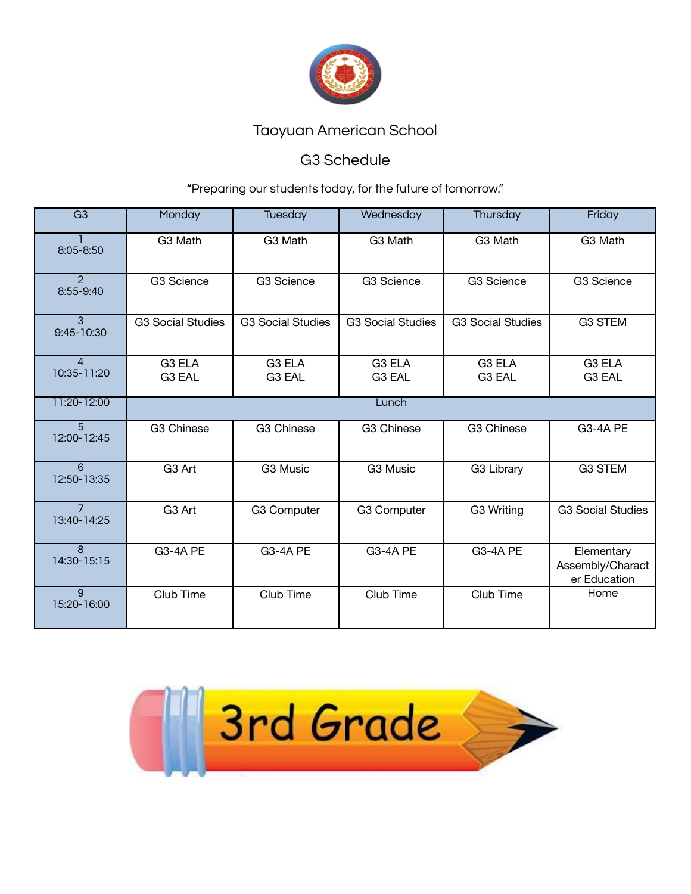Taoyuan American School

G3 Schedule

"Preparing our students today, for the future of tomorrow."

| G3 | Monday | Tuesday | Wednesday | Thursday | Friday |
|---|---|---|---|---|---|
| 1 8:05-8:50 | G3 Math | G3 Math | G3 Math | G3 Math | G3 Math |
| 2 8:55-9:40 | G3 Science | G3 Science | G3 Science | G3 Science | G3 Science |
| 3 9:45-10:30 | G3 Social Studies | G3 Social Studies | G3 Social Studies | G3 Social Studies | G3 STEM |
| 4 10:35-11:20 | G3 ELA G3 EAL | G3 ELA G3 EAL | G3 ELA G3 EAL | G3 ELA G3 EAL | G3 ELA G3 EAL |
| 11:20-12:00 | Lunch | | | | |
| 5 12:00-12:45 | G3 Chinese | G3 Chinese | G3 Chinese | G3 Chinese | G3-4A PE |
| 6 12:50-13:35 | G3 Art | G3 Music | G3 Music | G3 Library | G3 STEM |
| 7 13:40-14:25 | G3 Art | G3 Computer | G3 Computer | G3 Writing | G3 Social Studies |
| 8 14:30-15:15 | G3-4A PE | G3-4A PE | G3-4A PE | G3-4A PE | Elementary Assembly/Character Education |
| 9 15:20-16:00 | Club Time | Club Time | Club Time | Club Time | Home |

3rd Grade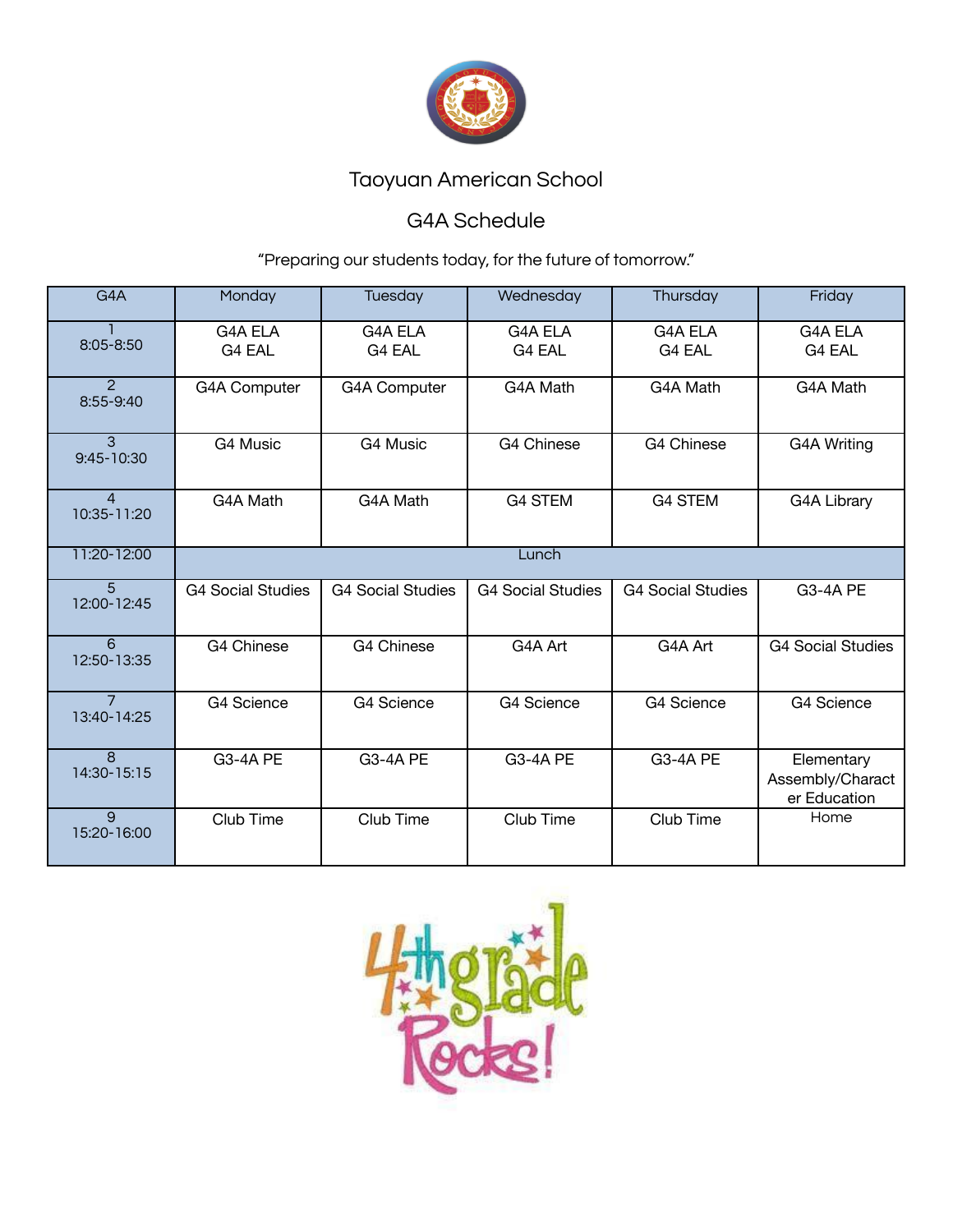Taoyuan American School

G4A Schedule

"Preparing our students today, for the future of tomorrow."

| G4A | Monday | Tuesday | Wednesday | Thursday | Friday |
|---|---|---|---|---|---|
| 1<br>8:05-8:50 | G4A ELA<br>G4 EAL | G4A ELA<br>G4 EAL | G4A ELA<br>G4 EAL | G4A ELA<br>G4 EAL | G4A ELA<br>G4 EAL |
| 2<br>8:55-9:40 | G4A Computer | G4A Computer | G4A Math | G4A Math | G4A Math |
| 3<br>9:45-10:30 | G4 Music | G4 Music | G4 Chinese | G4 Chinese | G4A Writing |
| 4<br>10:35-11:20 | G4A Math | G4A Math | G4 STEM | G4 STEM | G4A Library |
| 11:20-12:00 | Lunch | | | | |
| 5<br>12:00-12:45 | G4 Social Studies | G4 Social Studies | G4 Social Studies | G4 Social Studies | G3-4A PE |
| 6<br>12:50-13:35 | G4 Chinese | G4 Chinese | G4A Art | G4A Art | G4 Social Studies |
| 7<br>13:40-14:25 | G4 Science | G4 Science | G4 Science | G4 Science | G4 Science |
| 8<br>14:30-15:15 | G3-4A PE | G3-4A PE | G3-4A PE | G3-4A PE | Elementary Assembly/Character Education |
| 9<br>15:20-16:00 | Club Time | Club Time | Club Time | Club Time | Home |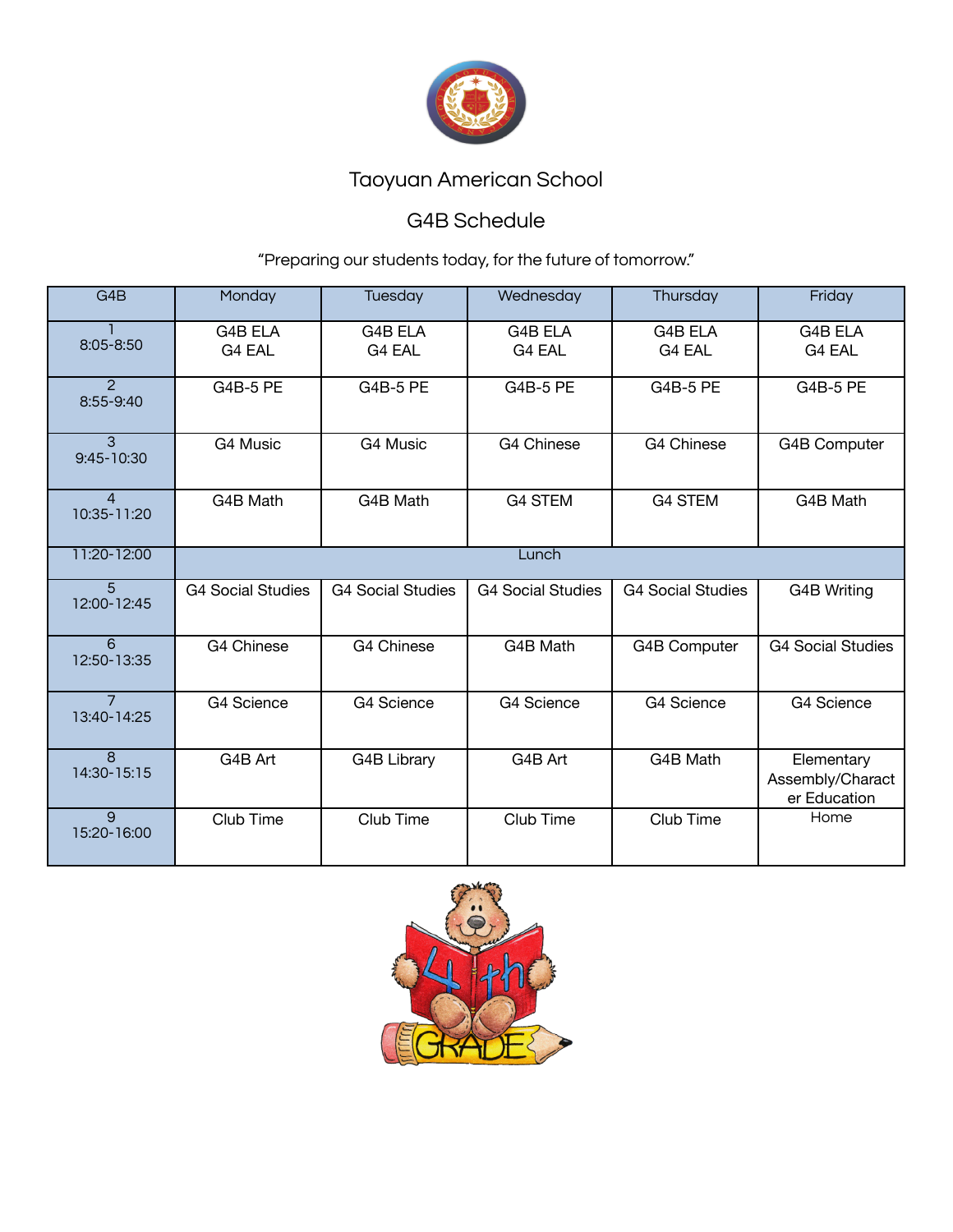Taoyuan American School

G4B Schedule

"Preparing our students today, for the future of tomorrow."

| G4B | Monday | Tuesday | Wednesday | Thursday | Friday |
|---|---|---|---|---|---|
| 1<br>8:05-8:50 | G4B ELA<br>G4 EAL | G4B ELA<br>G4 EAL | G4B ELA<br>G4 EAL | G4B ELA<br>G4 EAL | G4B ELA<br>G4 EAL |
| 2<br>8:55-9:40 | G4B-5 PE | G4B-5 PE | G4B-5 PE | G4B-5 PE | G4B-5 PE |
| 3<br>9:45-10:30 | G4 Music | G4 Music | G4 Chinese | G4 Chinese | G4B Computer |
| 4<br>10:35-11:20 | G4B Math | G4B Math | G4 STEM | G4 STEM | G4B Math |
| 11:20-12:00 | Lunch | | | | |
| 5<br>12:00-12:45 | G4 Social Studies | G4 Social Studies | G4 Social Studies | G4 Social Studies | G4B Writing |
| 6<br>12:50-13:35 | G4 Chinese | G4 Chinese | G4B Math | G4B Computer | G4 Social Studies |
| 7<br>13:40-14:25 | G4 Science | G4 Science | G4 Science | G4 Science | G4 Science |
| 8<br>14:30-15:15 | G4B Art | G4B Library | G4B Art | G4B Math | Elementary Assembly/Character Education |
| 9<br>15:20-16:00 | Club Time | Club Time | Club Time | Club Time | Home |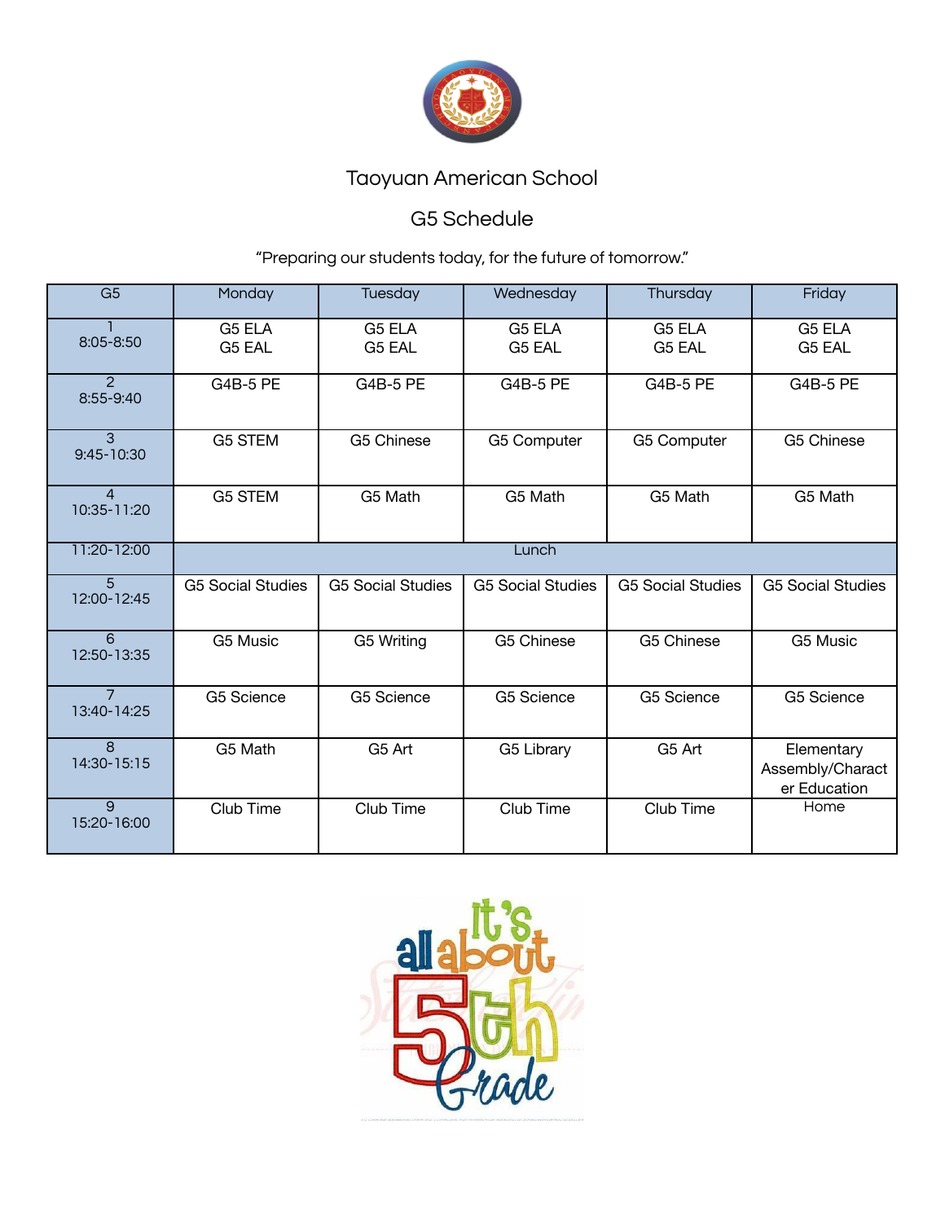# Taoyuan American School

## G5 Schedule

"Preparing our students today, for the future of tomorrow."

| G5 | Monday | Tuesday | Wednesday | Thursday | Friday |
|---|---|---|---|---|---|
| 1<br>8:05-8:50 | G5 ELA<br>G5 EAL | G5 ELA<br>G5 EAL | G5 ELA<br>G5 EAL | G5 ELA<br>G5 EAL | G5 ELA<br>G5 EAL |
| 2<br>8:55-9:40 | G4B-5 PE | G4B-5 PE | G4B-5 PE | G4B-5 PE | G4B-5 PE |
| 3<br>9:45-10:30 | G5 STEM | G5 Chinese | G5 Computer | G5 Computer | G5 Chinese |
| 4<br>10:35-11:20 | G5 STEM | G5 Math | G5 Math | G5 Math | G5 Math |
| 11:20-12:00 | Lunch | | | | |
| 5<br>12:00-12:45 | G5 Social Studies | G5 Social Studies | G5 Social Studies | G5 Social Studies | G5 Social Studies |
| 6<br>12:50-13:35 | G5 Music | G5 Writing | G5 Chinese | G5 Chinese | G5 Music |
| 7<br>13:40-14:25 | G5 Science | G5 Science | G5 Science | G5 Science | G5 Science |
| 8<br>14:30-15:15 | G5 Math | G5 Art | G5 Library | G5 Art | Elementary Assembly/Character Education |
| 9<br>15:20-16:00 | Club Time | Club Time | Club Time | Club Time | Home |